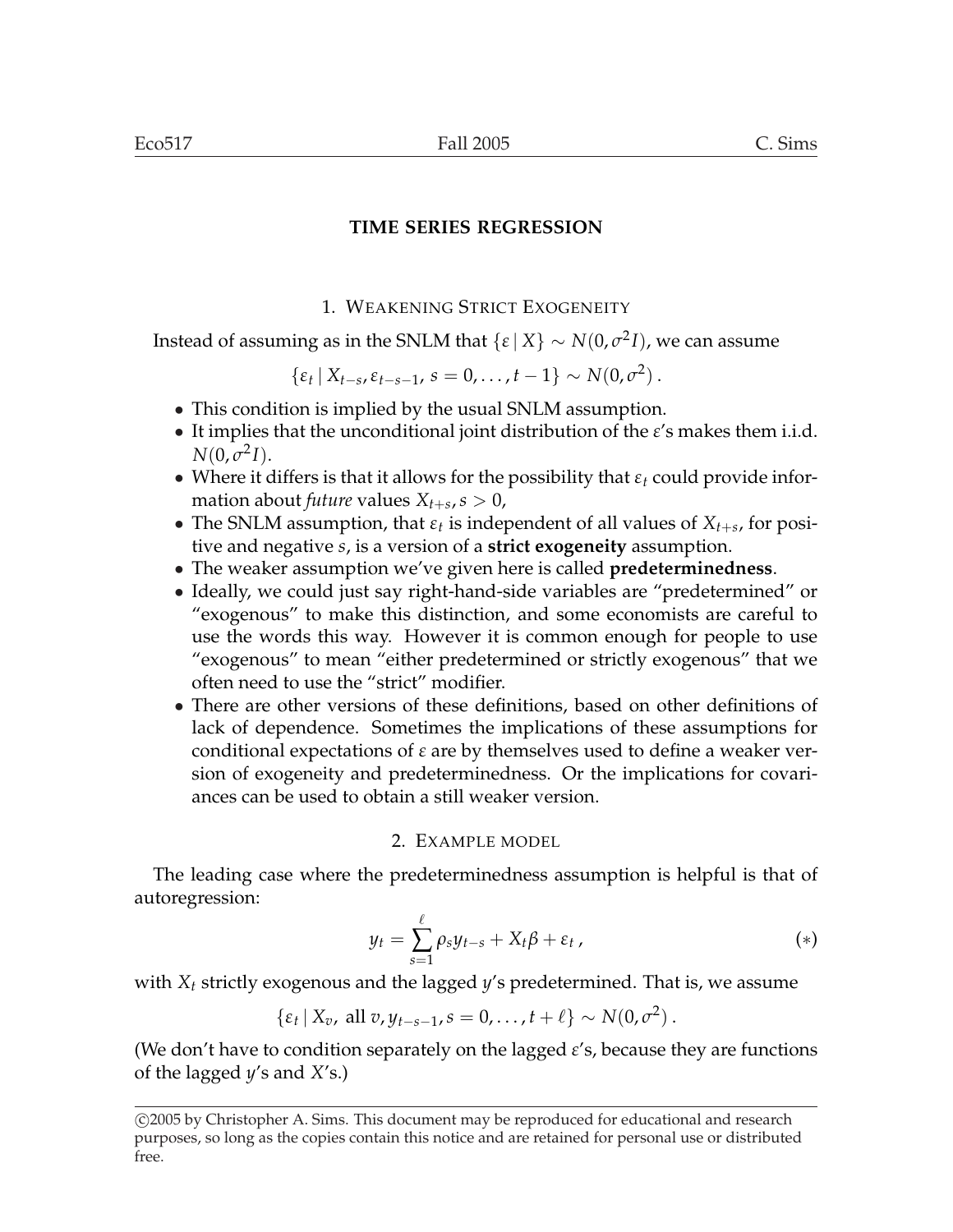# TIME SERIES REGRESSION

## 1. Weakening Strict Exogeneity

Instead of assuming as in the SNLM that $\{\varepsilon \mid X\} \sim N(0, \sigma^2 I)$, we can assume

$$\{\varepsilon_t \mid X_{t-s}, \varepsilon_{t-s-1},\, s = 0, \ldots, t-1\} \sim N(0, \sigma^2)\,.$$

- This condition is implied by the usual SNLM assumption.
- It implies that the unconditional joint distribution of the $\varepsilon$'s makes them i.i.d. $N(0, \sigma^2 I)$.
- Where it differs is that it allows for the possibility that $\varepsilon_t$ could provide information about *future* values $X_{t+s}, s > 0$,
- The SNLM assumption, that $\varepsilon_t$ is independent of all values of $X_{t+s}$, for positive and negative $s$, is a version of a **strict exogeneity** assumption.
- The weaker assumption we've given here is called **predeterminedness**.
- Ideally, we could just say right-hand-side variables are "predetermined" or "exogenous" to make this distinction, and some economists are careful to use the words this way. However it is common enough for people to use "exogenous" to mean "either predetermined or strictly exogenous" that we often need to use the "strict" modifier.
- There are other versions of these definitions, based on other definitions of lack of dependence. Sometimes the implications of these assumptions for conditional expectations of $\varepsilon$ are by themselves used to define a weaker version of exogeneity and predeterminedness. Or the implications for covariances can be used to obtain a still weaker version.

## 2. Example model

The leading case where the predeterminedness assumption is helpful is that of autoregression:

$$y_t = \sum_{s=1}^{\ell} \rho_s y_{t-s} + X_t \beta + \varepsilon_t\,, \tag{$*$}$$

with $X_t$ strictly exogenous and the lagged $y$'s predetermined. That is, we assume

$$\{\varepsilon_t \mid X_v, \text{ all } v, y_{t-s-1}, s = 0, \ldots, t+\ell\} \sim N(0, \sigma^2)\,.$$

(We don't have to condition separately on the lagged $\varepsilon$'s, because they are functions of the lagged $y$'s and $X$'s.)

©2005 by Christopher A. Sims. This document may be reproduced for educational and research purposes, so long as the copies contain this notice and are retained for personal use or distributed free.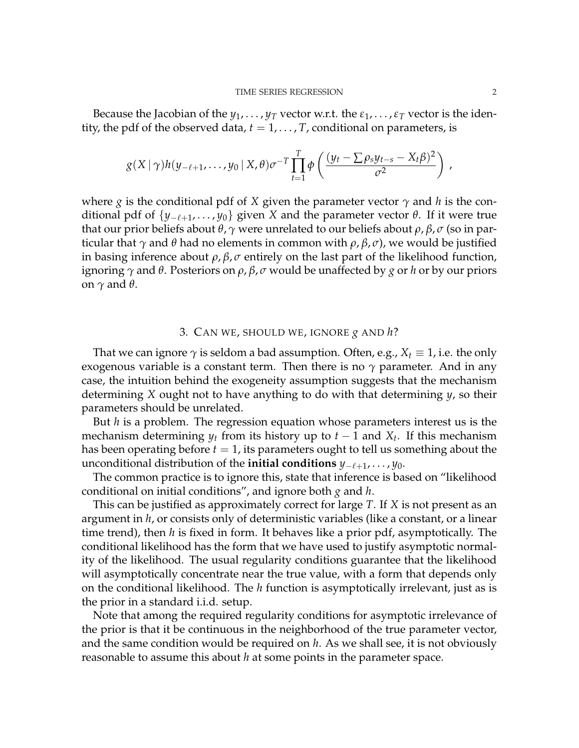Because the Jacobian of the $y_1, \ldots, y_T$ vector w.r.t. the $\varepsilon_1, \ldots, \varepsilon_T$ vector is the identity, the pdf of the observed data, $t = 1, \ldots, T$, conditional on parameters, is

$$g(X \mid \gamma) h(y_{-\ell+1}, \ldots, y_0 \mid X, \theta) \sigma^{-T} \prod_{t=1}^{T} \phi \left( \frac{(y_t - \sum \rho_s y_{t-s} - X_t \beta)^2}{\sigma^2} \right) ,$$

where $g$ is the conditional pdf of $X$ given the parameter vector $\gamma$ and $h$ is the conditional pdf of $\{y_{-\ell+1}, \ldots, y_0\}$ given $X$ and the parameter vector $\theta$. If it were true that our prior beliefs about $\theta, \gamma$ were unrelated to our beliefs about $\rho, \beta, \sigma$ (so in particular that $\gamma$ and $\theta$ had no elements in common with $\rho, \beta, \sigma$), we would be justified in basing inference about $\rho, \beta, \sigma$ entirely on the last part of the likelihood function, ignoring $\gamma$ and $\theta$. Posteriors on $\rho, \beta, \sigma$ would be unaffected by $g$ or $h$ or by our priors on $\gamma$ and $\theta$.

## 3. Can we, should we, ignore $g$ and $h$?

That we can ignore $\gamma$ is seldom a bad assumption. Often, e.g., $X_t \equiv 1$, i.e. the only exogenous variable is a constant term. Then there is no $\gamma$ parameter. And in any case, the intuition behind the exogeneity assumption suggests that the mechanism determining $X$ ought not to have anything to do with that determining $y$, so their parameters should be unrelated.

But $h$ is a problem. The regression equation whose parameters interest us is the mechanism determining $y_t$ from its history up to $t-1$ and $X_t$. If this mechanism has been operating before $t = 1$, its parameters ought to tell us something about the unconditional distribution of the **initial conditions** $y_{-\ell+1}, \ldots, y_0$.

The common practice is to ignore this, state that inference is based on "likelihood conditional on initial conditions", and ignore both $g$ and $h$.

This can be justified as approximately correct for large $T$. If $X$ is not present as an argument in $h$, or consists only of deterministic variables (like a constant, or a linear time trend), then $h$ is fixed in form. It behaves like a prior pdf, asymptotically. The conditional likelihood has the form that we have used to justify asymptotic normality of the likelihood. The usual regularity conditions guarantee that the likelihood will asymptotically concentrate near the true value, with a form that depends only on the conditional likelihood. The $h$ function is asymptotically irrelevant, just as is the prior in a standard i.i.d. setup.

Note that among the required regularity conditions for asymptotic irrelevance of the prior is that it be continuous in the neighborhood of the true parameter vector, and the same condition would be required on $h$. As we shall see, it is not obviously reasonable to assume this about $h$ at some points in the parameter space.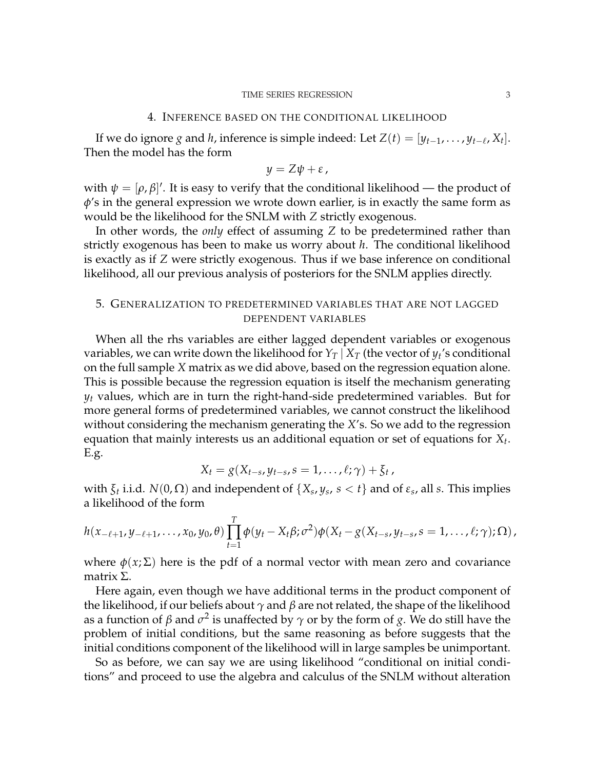## 4. Inference based on the conditional likelihood

If we do ignore $g$ and $h$, inference is simple indeed: Let $Z(t) = [y_{t-1}, \ldots, y_{t-\ell}, X_t]$. Then the model has the form

$$y = Z\psi + \varepsilon\,,$$

with $\psi = [\rho, \beta]'$. It is easy to verify that the conditional likelihood — the product of $\phi$'s in the general expression we wrote down earlier, is in exactly the same form as would be the likelihood for the SNLM with $Z$ strictly exogenous.

In other words, the *only* effect of assuming $Z$ to be predetermined rather than strictly exogenous has been to make us worry about $h$. The conditional likelihood is exactly as if $Z$ were strictly exogenous. Thus if we base inference on conditional likelihood, all our previous analysis of posteriors for the SNLM applies directly.

## 5. Generalization to predetermined variables that are not lagged dependent variables

When all the rhs variables are either lagged dependent variables or exogenous variables, we can write down the likelihood for $Y_T \mid X_T$ (the vector of $y_t$'s conditional on the full sample $X$ matrix as we did above, based on the regression equation alone. This is possible because the regression equation is itself the mechanism generating $y_t$ values, which are in turn the right-hand-side predetermined variables. But for more general forms of predetermined variables, we cannot construct the likelihood without considering the mechanism generating the $X$'s. So we add to the regression equation that mainly interests us an additional equation or set of equations for $X_t$. E.g.

$$X_t = g(X_{t-s}, y_{t-s}, s = 1, \ldots, \ell; \gamma) + \xi_t\,,$$

with $\xi_t$ i.i.d. $N(0, \Omega)$ and independent of $\{X_s, y_s,\ s < t\}$ and of $\varepsilon_s$, all $s$. This implies a likelihood of the form

$$h(x_{-\ell+1}, y_{-\ell+1}, \ldots, x_0, y_0, \theta) \prod_{t=1}^{T} \phi(y_t - X_t\beta; \sigma^2)\phi(X_t - g(X_{t-s}, y_{t-s}, s = 1, \ldots, \ell; \gamma); \Omega)\,,$$

where $\phi(x; \Sigma)$ here is the pdf of a normal vector with mean zero and covariance matrix $\Sigma$.

Here again, even though we have additional terms in the product component of the likelihood, if our beliefs about $\gamma$ and $\beta$ are not related, the shape of the likelihood as a function of $\beta$ and $\sigma^2$ is unaffected by $\gamma$ or by the form of $g$. We do still have the problem of initial conditions, but the same reasoning as before suggests that the initial conditions component of the likelihood will in large samples be unimportant.

So as before, we can say we are using likelihood "conditional on initial conditions" and proceed to use the algebra and calculus of the SNLM without alteration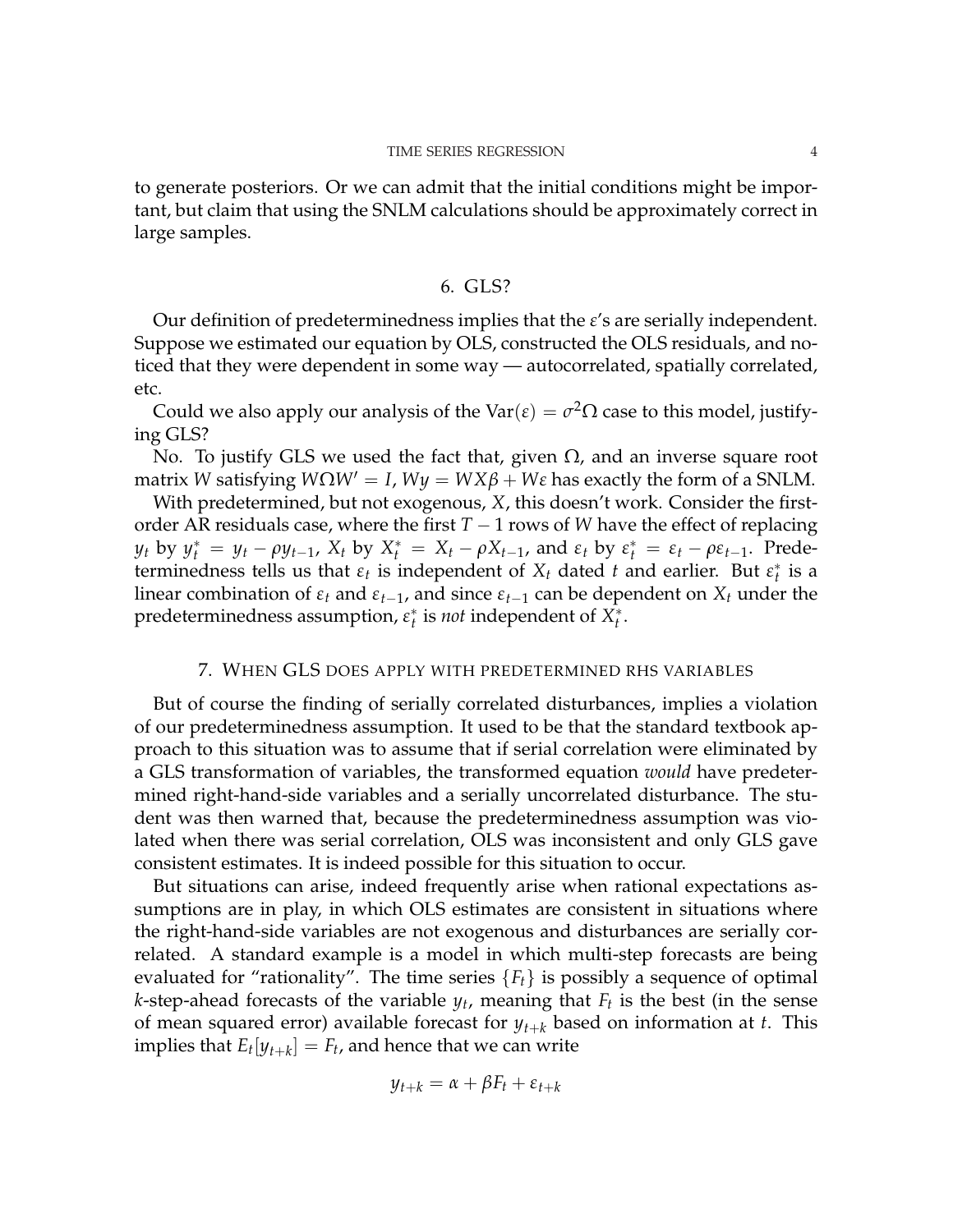to generate posteriors. Or we can admit that the initial conditions might be important, but claim that using the SNLM calculations should be approximately correct in large samples.

## 6. GLS?

Our definition of predeterminedness implies that the $\varepsilon$'s are serially independent. Suppose we estimated our equation by OLS, constructed the OLS residuals, and noticed that they were dependent in some way — autocorrelated, spatially correlated, etc.

Could we also apply our analysis of the $\text{Var}(\varepsilon) = \sigma^2\Omega$ case to this model, justifying GLS?

No. To justify GLS we used the fact that, given $\Omega$, and an inverse square root matrix $W$ satisfying $W\Omega W' = I$, $Wy = WX\beta + W\varepsilon$ has exactly the form of a SNLM.

With predetermined, but not exogenous, $X$, this doesn't work. Consider the first-order AR residuals case, where the first $T-1$ rows of $W$ have the effect of replacing $y_t$ by $y_t^* = y_t - \rho y_{t-1}$, $X_t$ by $X_t^* = X_t - \rho X_{t-1}$, and $\varepsilon_t$ by $\varepsilon_t^* = \varepsilon_t - \rho\varepsilon_{t-1}$. Predeterminedness tells us that $\varepsilon_t$ is independent of $X_t$ dated $t$ and earlier. But $\varepsilon_t^*$ is a linear combination of $\varepsilon_t$ and $\varepsilon_{t-1}$, and since $\varepsilon_{t-1}$ can be dependent on $X_t$ under the predeterminedness assumption, $\varepsilon_t^*$ is *not* independent of $X_t^*$.

## 7. When GLS does apply with predetermined RHS variables

But of course the finding of serially correlated disturbances, implies a violation of our predeterminedness assumption. It used to be that the standard textbook approach to this situation was to assume that if serial correlation were eliminated by a GLS transformation of variables, the transformed equation *would* have predetermined right-hand-side variables and a serially uncorrelated disturbance. The student was then warned that, because the predeterminedness assumption was violated when there was serial correlation, OLS was inconsistent and only GLS gave consistent estimates. It is indeed possible for this situation to occur.

But situations can arise, indeed frequently arise when rational expectations assumptions are in play, in which OLS estimates are consistent in situations where the right-hand-side variables are not exogenous and disturbances are serially correlated. A standard example is a model in which multi-step forecasts are being evaluated for "rationality". The time series $\{F_t\}$ is possibly a sequence of optimal $k$-step-ahead forecasts of the variable $y_t$, meaning that $F_t$ is the best (in the sense of mean squared error) available forecast for $y_{t+k}$ based on information at $t$. This implies that $E_t[y_{t+k}] = F_t$, and hence that we can write

$$y_{t+k} = \alpha + \beta F_t + \varepsilon_{t+k}$$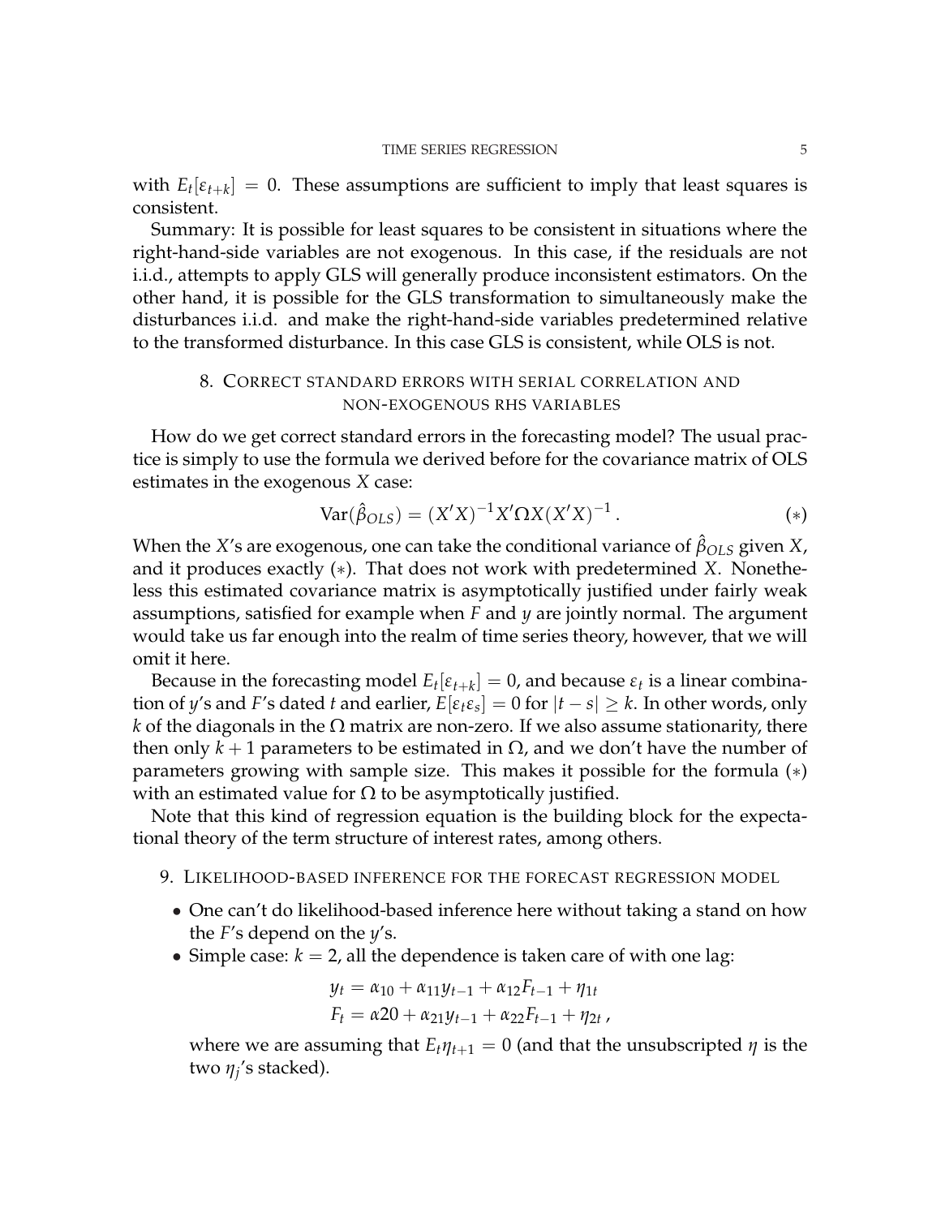with $E_t[\varepsilon_{t+k}] = 0$. These assumptions are sufficient to imply that least squares is consistent.

Summary: It is possible for least squares to be consistent in situations where the right-hand-side variables are not exogenous. In this case, if the residuals are not i.i.d., attempts to apply GLS will generally produce inconsistent estimators. On the other hand, it is possible for the GLS transformation to simultaneously make the disturbances i.i.d. and make the right-hand-side variables predetermined relative to the transformed disturbance. In this case GLS is consistent, while OLS is not.

## 8. Correct standard errors with serial correlation and non-exogenous RHS variables

How do we get correct standard errors in the forecasting model? The usual practice is simply to use the formula we derived before for the covariance matrix of OLS estimates in the exogenous $X$ case:

$$\mathrm{Var}(\hat{\beta}_{OLS}) = (X'X)^{-1}X'\Omega X(X'X)^{-1}. \qquad (*)$$

When the $X$'s are exogenous, one can take the conditional variance of $\hat{\beta}_{OLS}$ given $X$, and it produces exactly $(*)$. That does not work with predetermined $X$. Nonetheless this estimated covariance matrix is asymptotically justified under fairly weak assumptions, satisfied for example when $F$ and $y$ are jointly normal. The argument would take us far enough into the realm of time series theory, however, that we will omit it here.

Because in the forecasting model $E_t[\varepsilon_{t+k}] = 0$, and because $\varepsilon_t$ is a linear combination of $y$'s and $F$'s dated $t$ and earlier, $E[\varepsilon_t \varepsilon_s] = 0$ for $|t - s| \geq k$. In other words, only $k$ of the diagonals in the $\Omega$ matrix are non-zero. If we also assume stationarity, there then only $k+1$ parameters to be estimated in $\Omega$, and we don't have the number of parameters growing with sample size. This makes it possible for the formula $(*)$ with an estimated value for $\Omega$ to be asymptotically justified.

Note that this kind of regression equation is the building block for the expectational theory of the term structure of interest rates, among others.

## 9. Likelihood-based inference for the forecast regression model

- One can't do likelihood-based inference here without taking a stand on how the $F$'s depend on the $y$'s.
- Simple case: $k = 2$, all the dependence is taken care of with one lag:

$$\begin{aligned} y_t &= \alpha_{10} + \alpha_{11} y_{t-1} + \alpha_{12} F_{t-1} + \eta_{1t} \\ F_t &= \alpha 20 + \alpha_{21} y_{t-1} + \alpha_{22} F_{t-1} + \eta_{2t}\,, \end{aligned}$$

  where we are assuming that $E_t \eta_{t+1} = 0$ (and that the unsubscripted $\eta$ is the two $\eta_j$'s stacked).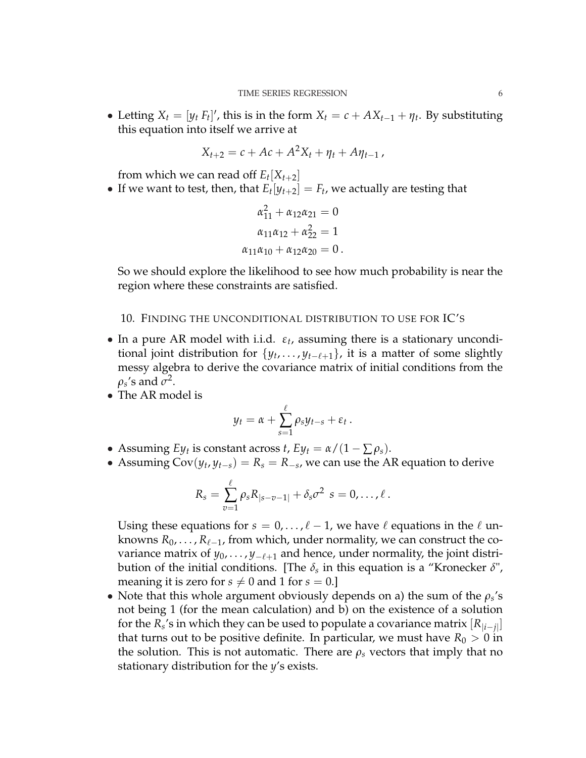- Letting $X_t = [y_t \; F_t]'$, this is in the form $X_t = c + AX_{t-1} + \eta_t$. By substituting this equation into itself we arrive at

$$X_{t+2} = c + Ac + A^2 X_t + \eta_t + A\eta_{t-1} ,$$

from which we can read off $E_t[X_{t+2}]$
- If we want to test, then, that $E_t[y_{t+2}] = F_t$, we actually are testing that

$$\alpha_{11}^2 + \alpha_{12}\alpha_{21} = 0$$
$$\alpha_{11}\alpha_{12} + \alpha_{22}^2 = 1$$
$$\alpha_{11}\alpha_{10} + \alpha_{12}\alpha_{20} = 0 .$$

So we should explore the likelihood to see how much probability is near the region where these constraints are satisfied.

## 10. Finding the unconditional distribution to use for IC's

- In a pure AR model with i.i.d. $\varepsilon_t$, assuming there is a stationary unconditional joint distribution for $\{y_t, \ldots, y_{t-\ell+1}\}$, it is a matter of some slightly messy algebra to derive the covariance matrix of initial conditions from the $\rho_s$'s and $\sigma^2$.
- The AR model is

$$y_t = \alpha + \sum_{s=1}^{\ell} \rho_s y_{t-s} + \varepsilon_t .$$

- Assuming $Ey_t$ is constant across $t$, $Ey_t = \alpha/(1 - \sum \rho_s)$.
- Assuming $\mathrm{Cov}(y_t, y_{t-s}) = R_s = R_{-s}$, we can use the AR equation to derive

$$R_s = \sum_{v=1}^{\ell} \rho_s R_{|s-v-1|} + \delta_s \sigma^2 \;\; s = 0, \ldots, \ell .$$

Using these equations for $s = 0, \ldots, \ell - 1$, we have $\ell$ equations in the $\ell$ unknowns $R_0, \ldots, R_{\ell-1}$, from which, under normality, we can construct the covariance matrix of $y_0, \ldots, y_{-\ell+1}$ and hence, under normality, the joint distribution of the initial conditions. [The $\delta_s$ in this equation is a "Kronecker $\delta$", meaning it is zero for $s \neq 0$ and 1 for $s = 0$.]
- Note that this whole argument obviously depends on a) the sum of the $\rho_s$'s not being 1 (for the mean calculation) and b) on the existence of a solution for the $R_s$'s in which they can be used to populate a covariance matrix $[R_{|i-j|}]$ that turns out to be positive definite. In particular, we must have $R_0 > 0$ in the solution. This is not automatic. There are $\rho_s$ vectors that imply that no stationary distribution for the $y$'s exists.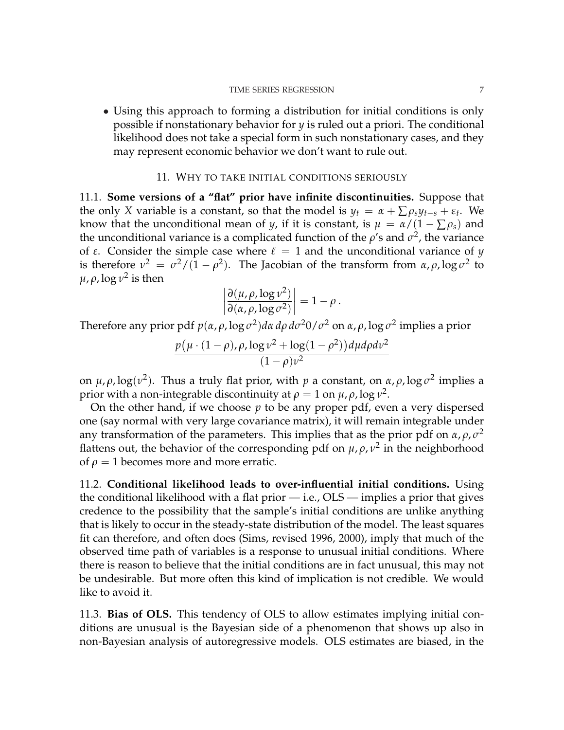- Using this approach to forming a distribution for initial conditions is only possible if nonstationary behavior for $y$ is ruled out a priori. The conditional likelihood does not take a special form in such nonstationary cases, and they may represent economic behavior we don't want to rule out.

## 11. Why to take initial conditions seriously

11.1. **Some versions of a "flat" prior have infinite discontinuities.** Suppose that the only $X$ variable is a constant, so that the model is $y_t = \alpha + \sum \rho_s y_{t-s} + \varepsilon_t$. We know that the unconditional mean of $y$, if it is constant, is $\mu = \alpha/(1 - \sum \rho_s)$ and the unconditional variance is a complicated function of the $\rho$'s and $\sigma^2$, the variance of $\varepsilon$. Consider the simple case where $\ell = 1$ and the unconditional variance of $y$ is therefore $\nu^2 = \sigma^2/(1-\rho^2)$. The Jacobian of the transform from $\alpha, \rho, \log \sigma^2$ to $\mu, \rho, \log \nu^2$ is then

$$\left| \frac{\partial(\mu, \rho, \log \nu^2)}{\partial(\alpha, \rho, \log \sigma^2)} \right| = 1 - \rho \,.$$

Therefore any prior pdf $p(\alpha, \rho, \log \sigma^2) d\alpha\, d\rho\, d\sigma^2 0/\sigma^2$ on $\alpha, \rho, \log \sigma^2$ implies a prior

$$\frac{p\big(\mu \cdot (1-\rho), \rho, \log \nu^2 + \log(1-\rho^2)\big) d\mu d\rho d\nu^2}{(1-\rho)\nu^2}$$

on $\mu, \rho, \log(\nu^2)$. Thus a truly flat prior, with $p$ a constant, on $\alpha, \rho, \log \sigma^2$ implies a prior with a non-integrable discontinuity at $\rho = 1$ on $\mu, \rho, \log \nu^2$.

On the other hand, if we choose $p$ to be any proper pdf, even a very dispersed one (say normal with very large covariance matrix), it will remain integrable under any transformation of the parameters. This implies that as the prior pdf on $\alpha, \rho, \sigma^2$ flattens out, the behavior of the corresponding pdf on $\mu, \rho, \nu^2$ in the neighborhood of $\rho = 1$ becomes more and more erratic.

11.2. **Conditional likelihood leads to over-influential initial conditions.** Using the conditional likelihood with a flat prior — i.e., OLS — implies a prior that gives credence to the possibility that the sample's initial conditions are unlike anything that is likely to occur in the steady-state distribution of the model. The least squares fit can therefore, and often does (Sims, revised 1996, 2000), imply that much of the observed time path of variables is a response to unusual initial conditions. Where there is reason to believe that the initial conditions are in fact unusual, this may not be undesirable. But more often this kind of implication is not credible. We would like to avoid it.

11.3. **Bias of OLS.** This tendency of OLS to allow estimates implying initial conditions are unusual is the Bayesian side of a phenomenon that shows up also in non-Bayesian analysis of autoregressive models. OLS estimates are biased, in the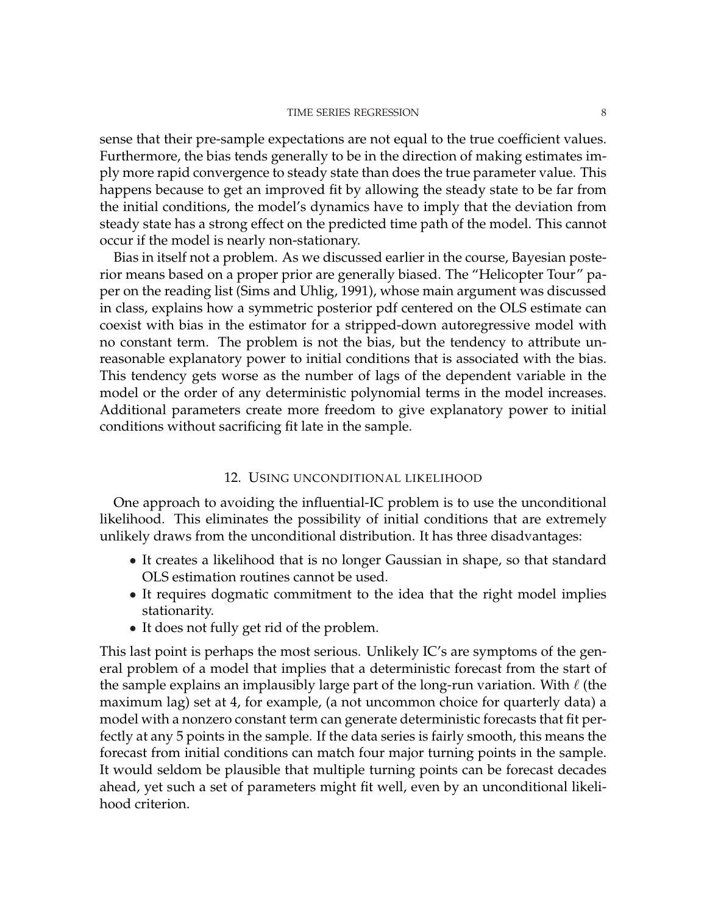sense that their pre-sample expectations are not equal to the true coefficient values. Furthermore, the bias tends generally to be in the direction of making estimates imply more rapid convergence to steady state than does the true parameter value. This happens because to get an improved fit by allowing the steady state to be far from the initial conditions, the model's dynamics have to imply that the deviation from steady state has a strong effect on the predicted time path of the model. This cannot occur if the model is nearly non-stationary.

Bias in itself not a problem. As we discussed earlier in the course, Bayesian posterior means based on a proper prior are generally biased. The "Helicopter Tour" paper on the reading list (Sims and Uhlig, 1991), whose main argument was discussed in class, explains how a symmetric posterior pdf centered on the OLS estimate can coexist with bias in the estimator for a stripped-down autoregressive model with no constant term. The problem is not the bias, but the tendency to attribute unreasonable explanatory power to initial conditions that is associated with the bias. This tendency gets worse as the number of lags of the dependent variable in the model or the order of any deterministic polynomial terms in the model increases. Additional parameters create more freedom to give explanatory power to initial conditions without sacrificing fit late in the sample.

## 12. Using unconditional likelihood

One approach to avoiding the influential-IC problem is to use the unconditional likelihood. This eliminates the possibility of initial conditions that are extremely unlikely draws from the unconditional distribution. It has three disadvantages:

- It creates a likelihood that is no longer Gaussian in shape, so that standard OLS estimation routines cannot be used.
- It requires dogmatic commitment to the idea that the right model implies stationarity.
- It does not fully get rid of the problem.

This last point is perhaps the most serious. Unlikely IC's are symptoms of the general problem of a model that implies that a deterministic forecast from the start of the sample explains an implausibly large part of the long-run variation. With $\ell$ (the maximum lag) set at 4, for example, (a not uncommon choice for quarterly data) a model with a nonzero constant term can generate deterministic forecasts that fit perfectly at any 5 points in the sample. If the data series is fairly smooth, this means the forecast from initial conditions can match four major turning points in the sample. It would seldom be plausible that multiple turning points can be forecast decades ahead, yet such a set of parameters might fit well, even by an unconditional likelihood criterion.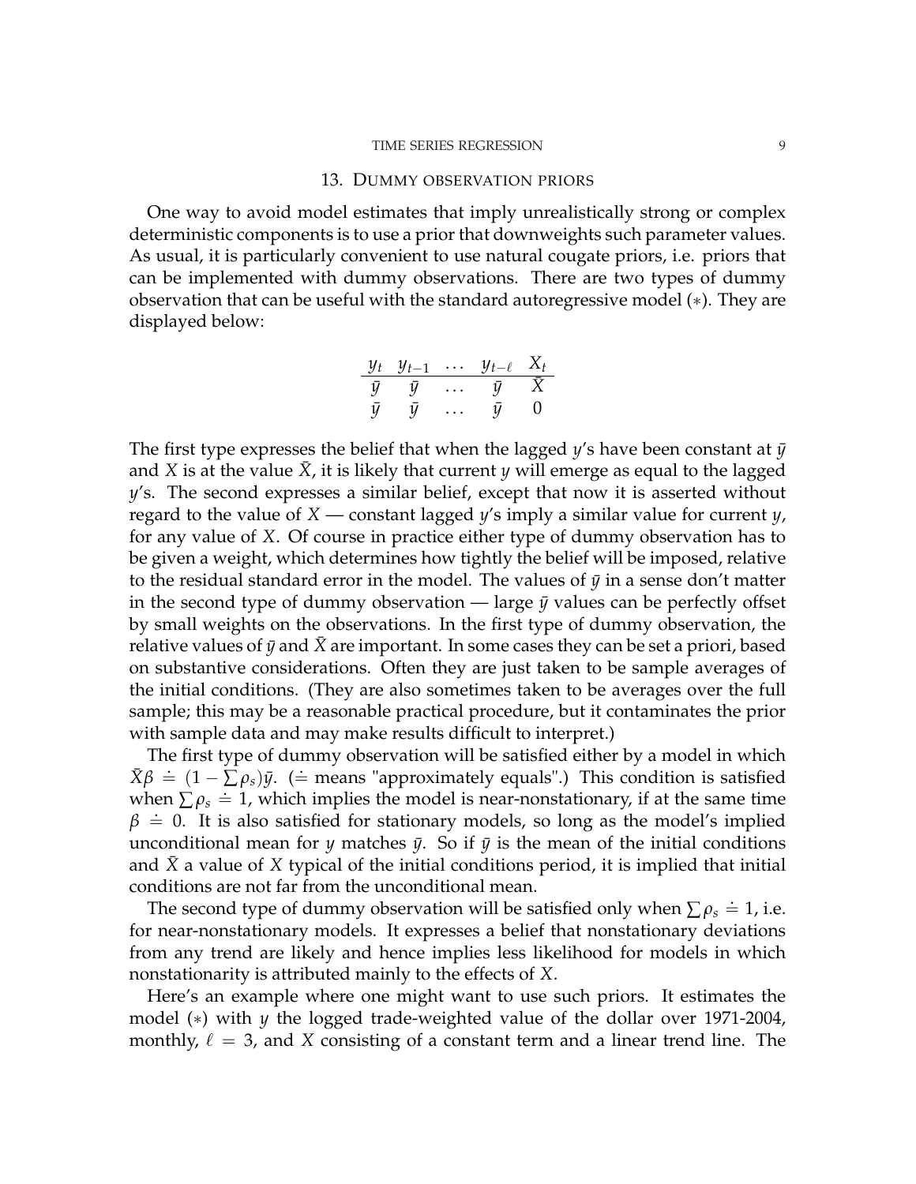## 13. Dummy observation priors

One way to avoid model estimates that imply unrealistically strong or complex deterministic components is to use a prior that downweights such parameter values. As usual, it is particularly convenient to use natural cougate priors, i.e. priors that can be implemented with dummy observations. There are two types of dummy observation that can be useful with the standard autoregressive model (∗). They are displayed below:

| $y_t$ | $y_{t-1}$ | $\dots$ | $y_{t-\ell}$ | $X_t$ |
|---|---|---|---|---|
| $\bar{y}$ | $\bar{y}$ | $\dots$ | $\bar{y}$ | $\bar{X}$ |
| $\bar{y}$ | $\bar{y}$ | $\dots$ | $\bar{y}$ | $0$ |

The first type expresses the belief that when the lagged $y$'s have been constant at $\bar{y}$ and $X$ is at the value $\bar{X}$, it is likely that current $y$ will emerge as equal to the lagged $y$'s. The second expresses a similar belief, except that now it is asserted without regard to the value of $X$ — constant lagged $y$'s imply a similar value for current $y$, for any value of $X$. Of course in practice either type of dummy observation has to be given a weight, which determines how tightly the belief will be imposed, relative to the residual standard error in the model. The values of $\bar{y}$ in a sense don't matter in the second type of dummy observation — large $\bar{y}$ values can be perfectly offset by small weights on the observations. In the first type of dummy observation, the relative values of $\bar{y}$ and $\bar{X}$ are important. In some cases they can be set a priori, based on substantive considerations. Often they are just taken to be sample averages of the initial conditions. (They are also sometimes taken to be averages over the full sample; this may be a reasonable practical procedure, but it contaminates the prior with sample data and may make results difficult to interpret.)

The first type of dummy observation will be satisfied either by a model in which $\bar{X}\beta \doteq (1 - \sum \rho_s)\bar{y}$. ($\doteq$ means "approximately equals".) This condition is satisfied when $\sum \rho_s \doteq 1$, which implies the model is near-nonstationary, if at the same time $\beta \doteq 0$. It is also satisfied for stationary models, so long as the model's implied unconditional mean for $y$ matches $\bar{y}$. So if $\bar{y}$ is the mean of the initial conditions and $\bar{X}$ a value of $X$ typical of the initial conditions period, it is implied that initial conditions are not far from the unconditional mean.

The second type of dummy observation will be satisfied only when $\sum \rho_s \doteq 1$, i.e. for near-nonstationary models. It expresses a belief that nonstationary deviations from any trend are likely and hence implies less likelihood for models in which nonstationarity is attributed mainly to the effects of $X$.

Here's an example where one might want to use such priors. It estimates the model (∗) with $y$ the logged trade-weighted value of the dollar over 1971-2004, monthly, $\ell = 3$, and $X$ consisting of a constant term and a linear trend line. The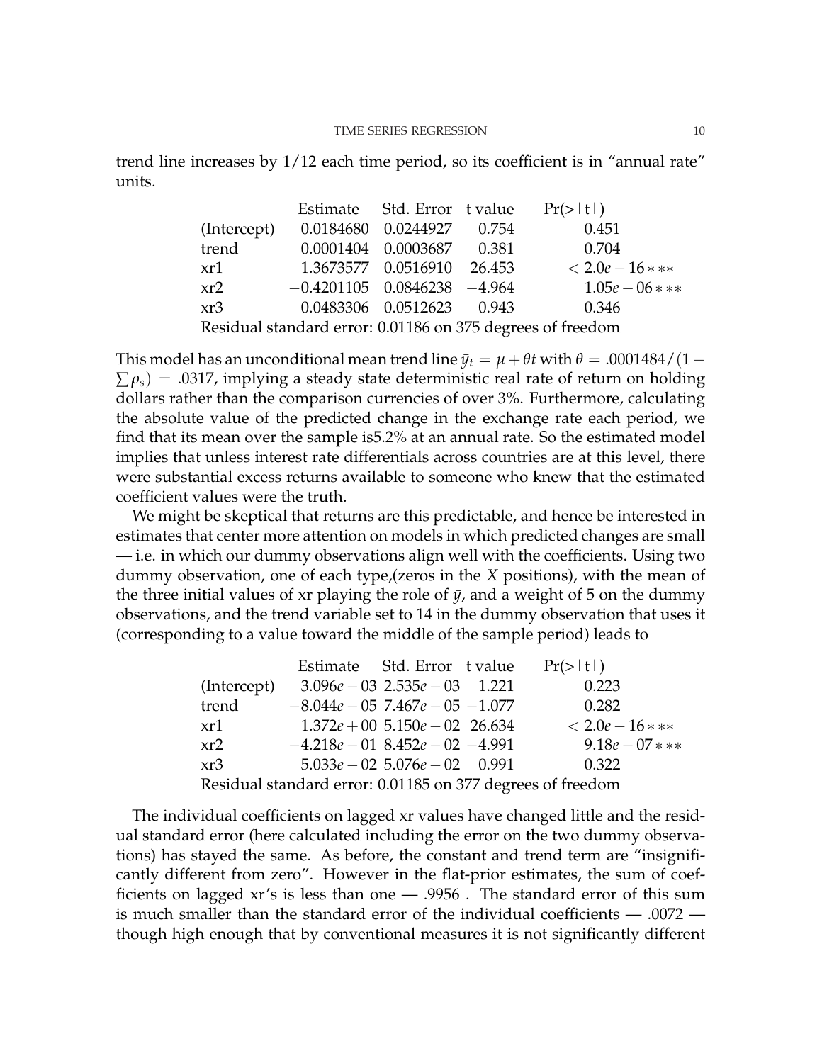trend line increases by 1/12 each time period, so its coefficient is in "annual rate" units.

| | Estimate | Std. Error | t value | Pr(>\|t\|) |
|---|---|---|---|---|
| (Intercept) | 0.0184680 | 0.0244927 | 0.754 | 0.451 |
| trend | 0.0001404 | 0.0003687 | 0.381 | 0.704 |
| xr1 | 1.3673577 | 0.0516910 | 26.453 | $< 2.0e-16$ *** |
| xr2 | −0.4201105 | 0.0846238 | −4.964 | $1.05e-06$ *** |
| xr3 | 0.0483306 | 0.0512623 | 0.943 | 0.346 |

Residual standard error: 0.01186 on 375 degrees of freedom

This model has an unconditional mean trend line $\bar{y}_t = \mu + \theta t$ with $\theta = .0001484/(1 - \sum \rho_s) = .0317$, implying a steady state deterministic real rate of return on holding dollars rather than the comparison currencies of over 3%. Furthermore, calculating the absolute value of the predicted change in the exchange rate each period, we find that its mean over the sample is5.2% at an annual rate. So the estimated model implies that unless interest rate differentials across countries are at this level, there were substantial excess returns available to someone who knew that the estimated coefficient values were the truth.

We might be skeptical that returns are this predictable, and hence be interested in estimates that center more attention on models in which predicted changes are small — i.e. in which our dummy observations align well with the coefficients. Using two dummy observation, one of each type,(zeros in the $X$ positions), with the mean of the three initial values of xr playing the role of $\bar{y}$, and a weight of 5 on the dummy observations, and the trend variable set to 14 in the dummy observation that uses it (corresponding to a value toward the middle of the sample period) leads to

| | Estimate | Std. Error | t value | Pr(>\|t\|) |
|---|---|---|---|---|
| (Intercept) | $3.096e-03$ | $2.535e-03$ | 1.221 | 0.223 |
| trend | $-8.044e-05$ | $7.467e-05$ | −1.077 | 0.282 |
| xr1 | $1.372e+00$ | $5.150e-02$ | 26.634 | $< 2.0e-16$ *** |
| xr2 | $-4.218e-01$ | $8.452e-02$ | −4.991 | $9.18e-07$ *** |
| xr3 | $5.033e-02$ | $5.076e-02$ | 0.991 | 0.322 |

Residual standard error: 0.01185 on 377 degrees of freedom

The individual coefficients on lagged xr values have changed little and the residual standard error (here calculated including the error on the two dummy observations) has stayed the same. As before, the constant and trend term are "insignificantly different from zero". However in the flat-prior estimates, the sum of coefficients on lagged xr's is less than one — .9956 . The standard error of this sum is much smaller than the standard error of the individual coefficients — .0072 — though high enough that by conventional measures it is not significantly different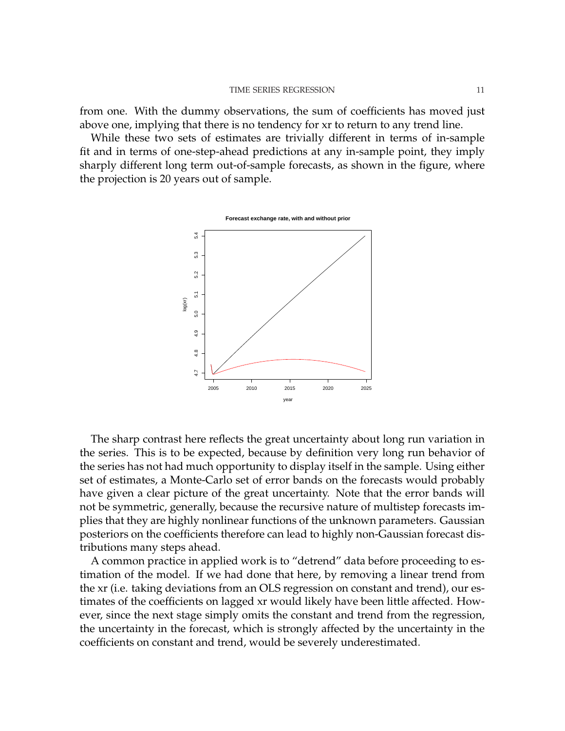from one. With the dummy observations, the sum of coefficients has moved just above one, implying that there is no tendency for xr to return to any trend line.

While these two sets of estimates are trivially different in terms of in-sample fit and in terms of one-step-ahead predictions at any in-sample point, they imply sharply different long term out-of-sample forecasts, as shown in the figure, where the projection is 20 years out of sample.

The sharp contrast here reflects the great uncertainty about long run variation in the series. This is to be expected, because by definition very long run behavior of the series has not had much opportunity to display itself in the sample. Using either set of estimates, a Monte-Carlo set of error bands on the forecasts would probably have given a clear picture of the great uncertainty. Note that the error bands will not be symmetric, generally, because the recursive nature of multistep forecasts implies that they are highly nonlinear functions of the unknown parameters. Gaussian posteriors on the coefficients therefore can lead to highly non-Gaussian forecast distributions many steps ahead.

A common practice in applied work is to "detrend" data before proceeding to estimation of the model. If we had done that here, by removing a linear trend from the xr (i.e. taking deviations from an OLS regression on constant and trend), our estimates of the coefficients on lagged xr would likely have been little affected. However, since the next stage simply omits the constant and trend from the regression, the uncertainty in the forecast, which is strongly affected by the uncertainty in the coefficients on constant and trend, would be severely underestimated.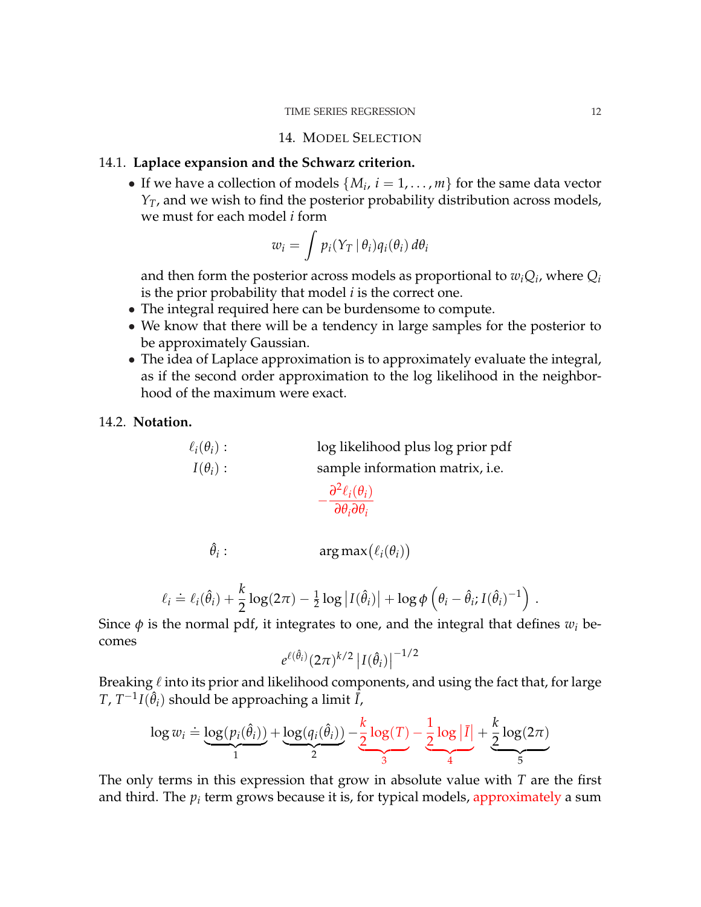## 14. Model Selection

### 14.1. Laplace expansion and the Schwarz criterion.

- If we have a collection of models $\{M_i,\ i = 1, \ldots, m\}$ for the same data vector $Y_T$, and we wish to find the posterior probability distribution across models, we must for each model $i$ form

$$w_i = \int p_i(Y_T \mid \theta_i) q_i(\theta_i)\, d\theta_i$$

and then form the posterior across models as proportional to $w_i Q_i$, where $Q_i$ is the prior probability that model $i$ is the correct one.

- The integral required here can be burdensome to compute.
- We know that there will be a tendency in large samples for the posterior to be approximately Gaussian.
- The idea of Laplace approximation is to approximately evaluate the integral, as if the second order approximation to the log likelihood in the neighborhood of the maximum were exact.

### 14.2. Notation.

| | |
|---|---|
| $\ell_i(\theta_i)$ : | log likelihood plus log prior pdf |
| $I(\theta_i)$ : | sample information matrix, i.e. $-\dfrac{\partial^2 \ell_i(\theta_i)}{\partial\theta_i \partial\theta_i}$ |
| $\hat{\theta}_i$ : | $\arg\max\big(\ell_i(\theta_i)\big)$ |

$$\ell_i \doteq \ell_i(\hat{\theta}_i) + \frac{k}{2}\log(2\pi) - \tfrac{1}{2}\log\left|I(\hat{\theta}_i)\right| + \log\phi\left(\theta_i - \hat{\theta}_i; I(\hat{\theta}_i)^{-1}\right).$$

Since $\phi$ is the normal pdf, it integrates to one, and the integral that defines $w_i$ becomes

$$e^{\ell(\hat{\theta}_i)}(2\pi)^{k/2}\left|I(\hat{\theta}_i)\right|^{-1/2}$$

Breaking $\ell$ into its prior and likelihood components, and using the fact that, for large $T$, $T^{-1}I(\hat{\theta}_i)$ should be approaching a limit $\bar{I}$,

$$\log w_i \doteq \underbrace{\log(p_i(\hat{\theta}_i))}_{1} + \underbrace{\log(q_i(\hat{\theta}_i))}_{2} \underbrace{- \frac{k}{2}\log(T)}_{3} \underbrace{- \frac{1}{2}\log\left|\bar{I}\right|}_{4} + \underbrace{\frac{k}{2}\log(2\pi)}_{5}$$

The only terms in this expression that grow in absolute value with $T$ are the first and third. The $p_i$ term grows because it is, for typical models, approximately a sum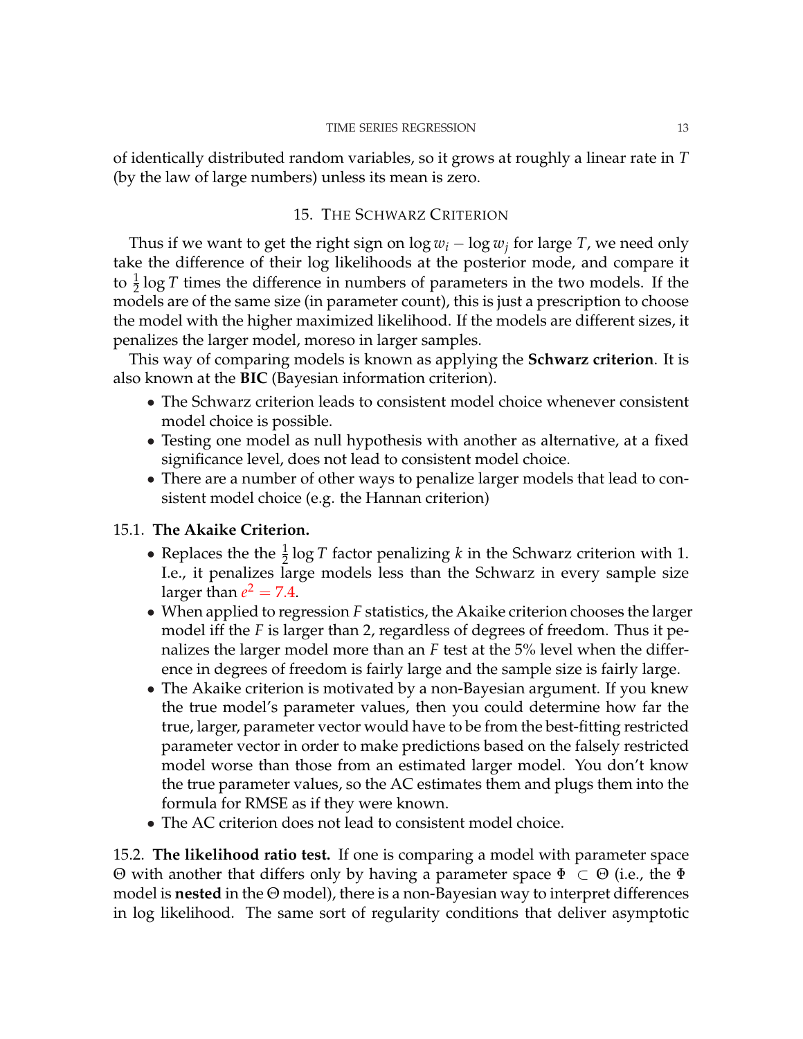of identically distributed random variables, so it grows at roughly a linear rate in $T$ (by the law of large numbers) unless its mean is zero.

## 15. The Schwarz Criterion

Thus if we want to get the right sign on $\log w_i - \log w_j$ for large $T$, we need only take the difference of their log likelihoods at the posterior mode, and compare it to $\frac{1}{2}\log T$ times the difference in numbers of parameters in the two models. If the models are of the same size (in parameter count), this is just a prescription to choose the model with the higher maximized likelihood. If the models are different sizes, it penalizes the larger model, moreso in larger samples.

This way of comparing models is known as applying the **Schwarz criterion**. It is also known at the **BIC** (Bayesian information criterion).

- The Schwarz criterion leads to consistent model choice whenever consistent model choice is possible.
- Testing one model as null hypothesis with another as alternative, at a fixed significance level, does not lead to consistent model choice.
- There are a number of other ways to penalize larger models that lead to consistent model choice (e.g. the Hannan criterion)

### 15.1. The Akaike Criterion.

- Replaces the the $\frac{1}{2}\log T$ factor penalizing $k$ in the Schwarz criterion with 1. I.e., it penalizes large models less than the Schwarz in every sample size larger than $e^2 = 7.4$.
- When applied to regression $F$ statistics, the Akaike criterion chooses the larger model iff the $F$ is larger than 2, regardless of degrees of freedom. Thus it penalizes the larger model more than an $F$ test at the 5% level when the difference in degrees of freedom is fairly large and the sample size is fairly large.
- The Akaike criterion is motivated by a non-Bayesian argument. If you knew the true model's parameter values, then you could determine how far the true, larger, parameter vector would have to be from the best-fitting restricted parameter vector in order to make predictions based on the falsely restricted model worse than those from an estimated larger model. You don't know the true parameter values, so the AC estimates them and plugs them into the formula for RMSE as if they were known.
- The AC criterion does not lead to consistent model choice.

15.2. **The likelihood ratio test.** If one is comparing a model with parameter space $\Theta$ with another that differs only by having a parameter space $\Phi \subset \Theta$ (i.e., the $\Phi$ model is **nested** in the $\Theta$ model), there is a non-Bayesian way to interpret differences in log likelihood. The same sort of regularity conditions that deliver asymptotic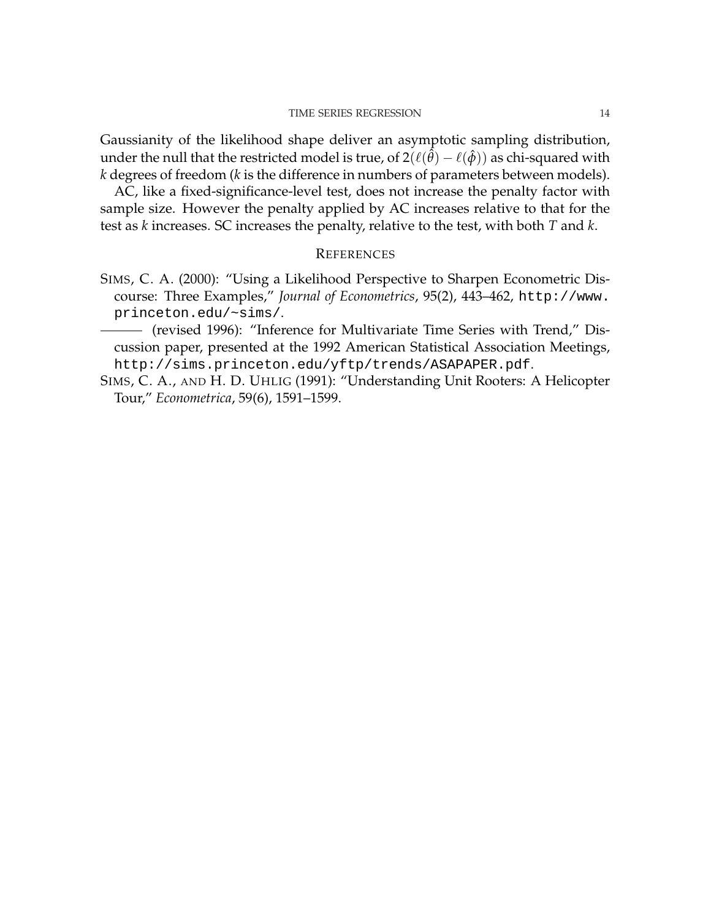Gaussianity of the likelihood shape deliver an asymptotic sampling distribution, under the null that the restricted model is true, of $2(\ell(\hat{\hat{\theta}}) - \ell(\hat{\phi}))$ as chi-squared with $k$ degrees of freedom ($k$ is the difference in numbers of parameters between models).

AC, like a fixed-significance-level test, does not increase the penalty factor with sample size. However the penalty applied by AC increases relative to that for the test as $k$ increases. SC increases the penalty, relative to the test, with both $T$ and $k$.

## References

SIMS, C. A. (2000): "Using a Likelihood Perspective to Sharpen Econometric Discourse: Three Examples," *Journal of Econometrics*, 95(2), 443–462, `http://www.princeton.edu/~sims/`.

——— (revised 1996): "Inference for Multivariate Time Series with Trend," Discussion paper, presented at the 1992 American Statistical Association Meetings, `http://sims.princeton.edu/yftp/trends/ASAPAPER.pdf`.

SIMS, C. A., AND H. D. UHLIG (1991): "Understanding Unit Rooters: A Helicopter Tour," *Econometrica*, 59(6), 1591–1599.